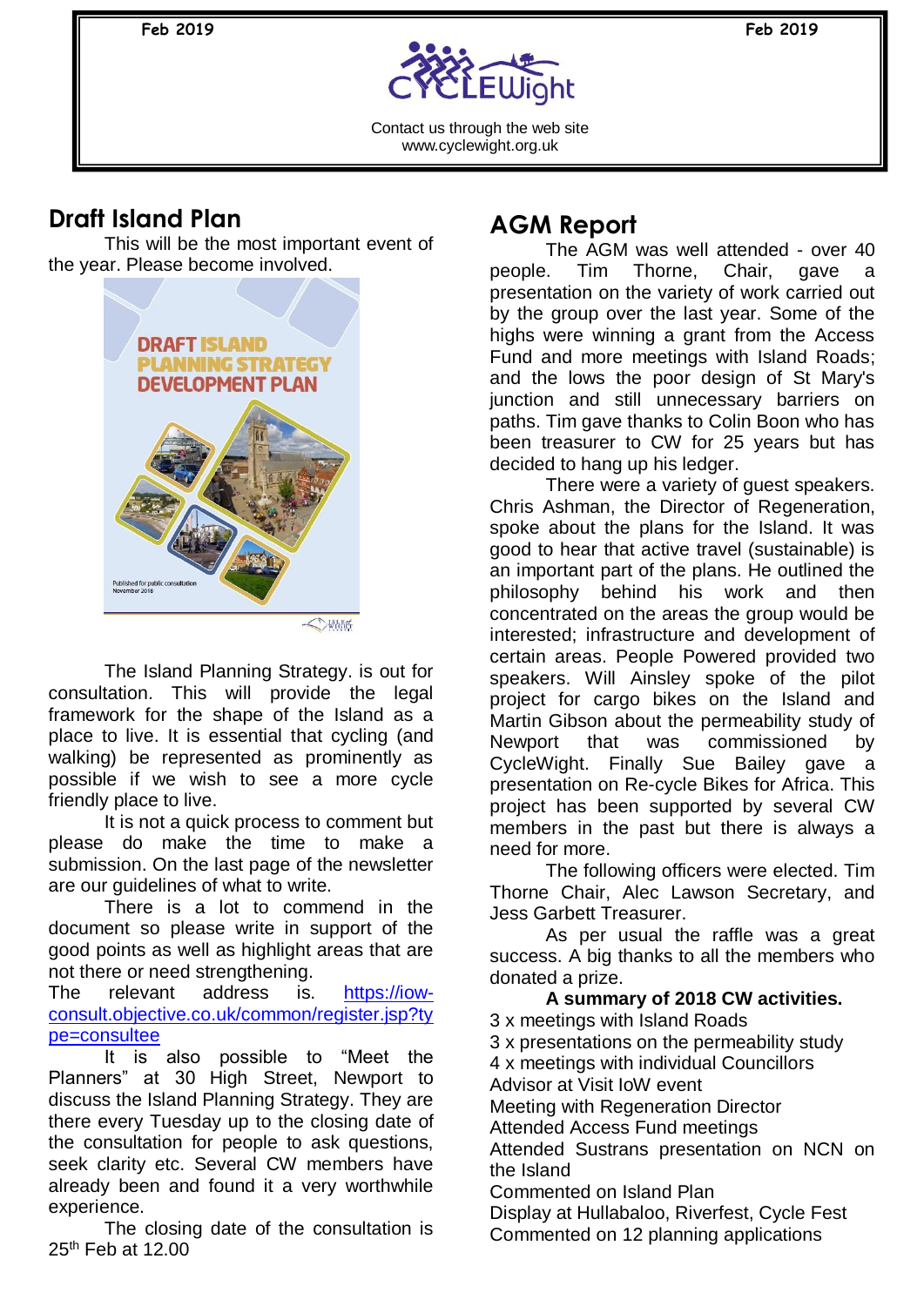Feb 2019

CYCLEWight

Contact us through the web site
www.cyclewight.org.uk

## Draft Island Plan

This will be the most important event of the year. Please become involved.

The Island Planning Strategy. is out for consultation. This will provide the legal framework for the shape of the Island as a place to live. It is essential that cycling (and walking) be represented as prominently as possible if we wish to see a more cycle friendly place to live.

It is not a quick process to comment but please do make the time to make a submission. On the last page of the newsletter are our guidelines of what to write.

There is a lot to commend in the document so please write in support of the good points as well as highlight areas that are not there or need strengthening.

The relevant address is. https://iow-consult.objective.co.uk/common/register.jsp?type=consultee

It is also possible to "Meet the Planners" at 30 High Street, Newport to discuss the Island Planning Strategy. They are there every Tuesday up to the closing date of the consultation for people to ask questions, seek clarity etc. Several CW members have already been and found it a very worthwhile experience.

The closing date of the consultation is 25th Feb at 12.00

## AGM Report

The AGM was well attended - over 40 people. Tim Thorne, Chair, gave a presentation on the variety of work carried out by the group over the last year. Some of the highs were winning a grant from the Access Fund and more meetings with Island Roads; and the lows the poor design of St Mary's junction and still unnecessary barriers on paths. Tim gave thanks to Colin Boon who has been treasurer to CW for 25 years but has decided to hang up his ledger.

There were a variety of guest speakers. Chris Ashman, the Director of Regeneration, spoke about the plans for the Island. It was good to hear that active travel (sustainable) is an important part of the plans. He outlined the philosophy behind his work and then concentrated on the areas the group would be interested; infrastructure and development of certain areas. People Powered provided two speakers. Will Ainsley spoke of the pilot project for cargo bikes on the Island and Martin Gibson about the permeability study of Newport that was commissioned by CycleWight. Finally Sue Bailey gave a presentation on Re-cycle Bikes for Africa. This project has been supported by several CW members in the past but there is always a need for more.

The following officers were elected. Tim Thorne Chair, Alec Lawson Secretary, and Jess Garbett Treasurer.

As per usual the raffle was a great success. A big thanks to all the members who donated a prize.

**A summary of 2018 CW activities.**

3 x meetings with Island Roads
3 x presentations on the permeability study
4 x meetings with individual Councillors
Advisor at Visit IoW event
Meeting with Regeneration Director
Attended Access Fund meetings
Attended Sustrans presentation on NCN on the Island
Commented on Island Plan
Display at Hullabaloo, Riverfest, Cycle Fest
Commented on 12 planning applications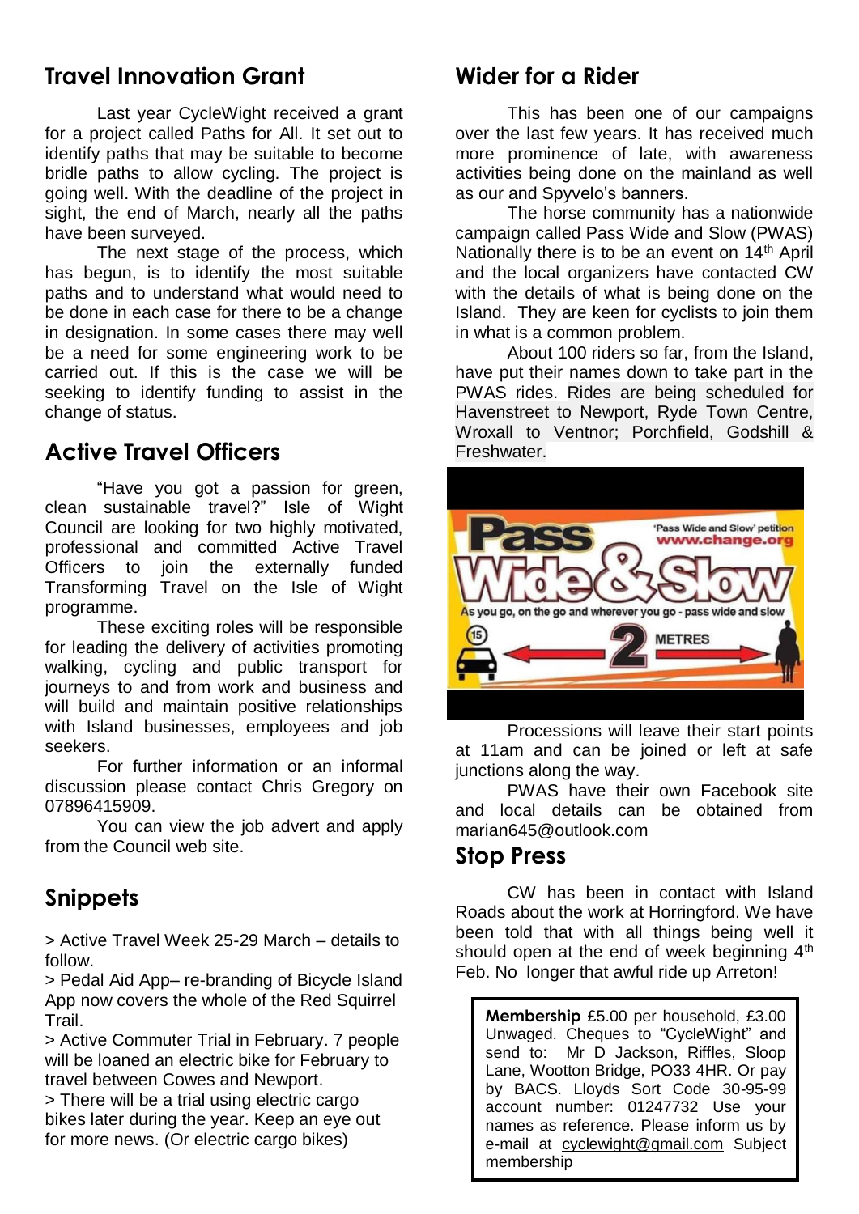## Travel Innovation Grant

Last year CycleWight received a grant for a project called Paths for All. It set out to identify paths that may be suitable to become bridle paths to allow cycling. The project is going well. With the deadline of the project in sight, the end of March, nearly all the paths have been surveyed.

The next stage of the process, which has begun, is to identify the most suitable paths and to understand what would need to be done in each case for there to be a change in designation. In some cases there may well be a need for some engineering work to be carried out. If this is the case we will be seeking to identify funding to assist in the change of status.

## Active Travel Officers

"Have you got a passion for green, clean sustainable travel?" Isle of Wight Council are looking for two highly motivated, professional and committed Active Travel Officers to join the externally funded Transforming Travel on the Isle of Wight programme.

These exciting roles will be responsible for leading the delivery of activities promoting walking, cycling and public transport for journeys to and from work and business and will build and maintain positive relationships with Island businesses, employees and job seekers.

For further information or an informal discussion please contact Chris Gregory on 07896415909.

You can view the job advert and apply from the Council web site.

## Snippets

> Active Travel Week 25-29 March – details to follow.

> Pedal Aid App– re-branding of Bicycle Island App now covers the whole of the Red Squirrel Trail.

> Active Commuter Trial in February. 7 people will be loaned an electric bike for February to travel between Cowes and Newport.

> There will be a trial using electric cargo bikes later during the year. Keep an eye out for more news. (Or electric cargo bikes)

## Wider for a Rider

This has been one of our campaigns over the last few years. It has received much more prominence of late, with awareness activities being done on the mainland as well as our and Spyvelo's banners.

The horse community has a nationwide campaign called Pass Wide and Slow (PWAS) Nationally there is to be an event on 14th April and the local organizers have contacted CW with the details of what is being done on the Island. They are keen for cyclists to join them in what is a common problem.

About 100 riders so far, from the Island, have put their names down to take part in the PWAS rides. Rides are being scheduled for Havenstreet to Newport, Ryde Town Centre, Wroxall to Ventnor; Porchfield, Godshill & Freshwater.

Processions will leave their start points at 11am and can be joined or left at safe junctions along the way.

PWAS have their own Facebook site and local details can be obtained from marian645@outlook.com

## Stop Press

CW has been in contact with Island Roads about the work at Horringford. We have been told that with all things being well it should open at the end of week beginning 4th Feb. No longer that awful ride up Arreton!

**Membership** £5.00 per household, £3.00 Unwaged. Cheques to "CycleWight" and send to: Mr D Jackson, Riffles, Sloop Lane, Wootton Bridge, PO33 4HR. Or pay by BACS. Lloyds Sort Code 30-95-99 account number: 01247732 Use your names as reference. Please inform us by e-mail at cyclewight@gmail.com Subject membership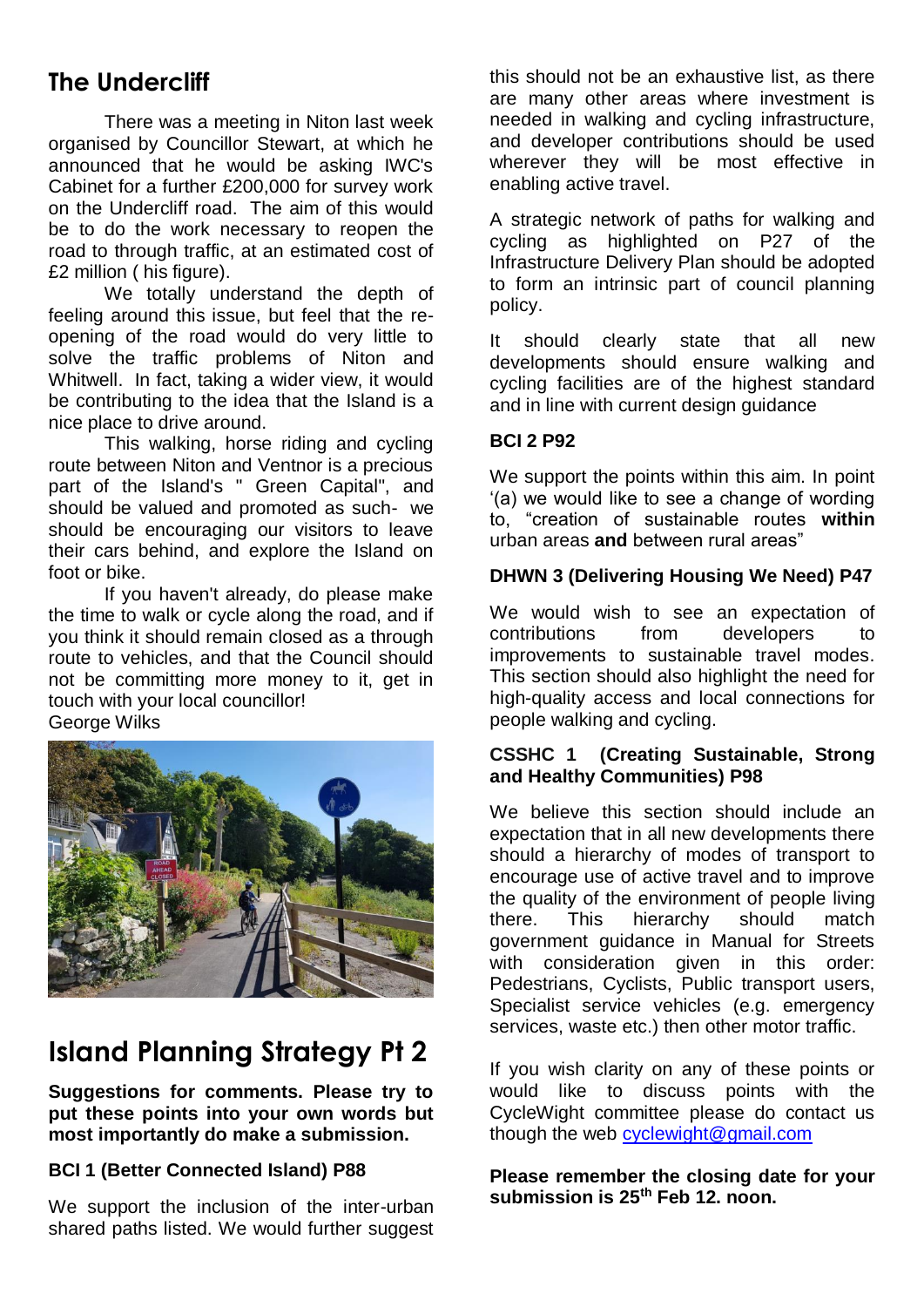## The Undercliff

There was a meeting in Niton last week organised by Councillor Stewart, at which he announced that he would be asking IWC's Cabinet for a further £200,000 for survey work on the Undercliff road. The aim of this would be to do the work necessary to reopen the road to through traffic, at an estimated cost of £2 million ( his figure).

We totally understand the depth of feeling around this issue, but feel that the re-opening of the road would do very little to solve the traffic problems of Niton and Whitwell. In fact, taking a wider view, it would be contributing to the idea that the Island is a nice place to drive around.

This walking, horse riding and cycling route between Niton and Ventnor is a precious part of the Island's " Green Capital", and should be valued and promoted as such- we should be encouraging our visitors to leave their cars behind, and explore the Island on foot or bike.

If you haven't already, do please make the time to walk or cycle along the road, and if you think it should remain closed as a through route to vehicles, and that the Council should not be committing more money to it, get in touch with your local councillor!

George Wilks

## Island Planning Strategy Pt 2

**Suggestions for comments. Please try to put these points into your own words but most importantly do make a submission.**

**BCI 1 (Better Connected Island) P88**

We support the inclusion of the inter-urban shared paths listed. We would further suggest this should not be an exhaustive list, as there are many other areas where investment is needed in walking and cycling infrastructure, and developer contributions should be used wherever they will be most effective in enabling active travel.

A strategic network of paths for walking and cycling as highlighted on P27 of the Infrastructure Delivery Plan should be adopted to form an intrinsic part of council planning policy.

It should clearly state that all new developments should ensure walking and cycling facilities are of the highest standard and in line with current design guidance

**BCI 2 P92**

We support the points within this aim. In point '(a) we would like to see a change of wording to, "creation of sustainable routes **within** urban areas **and** between rural areas"

**DHWN 3 (Delivering Housing We Need) P47**

We would wish to see an expectation of contributions from developers to improvements to sustainable travel modes. This section should also highlight the need for high-quality access and local connections for people walking and cycling.

**CSSHC 1 (Creating Sustainable, Strong and Healthy Communities) P98**

We believe this section should include an expectation that in all new developments there should a hierarchy of modes of transport to encourage use of active travel and to improve the quality of the environment of people living there. This hierarchy should match government guidance in Manual for Streets with consideration given in this order: Pedestrians, Cyclists, Public transport users, Specialist service vehicles (e.g. emergency services, waste etc.) then other motor traffic.

If you wish clarity on any of these points or would like to discuss points with the CycleWight committee please do contact us though the web [cyclewight@gmail.com](mailto:cyclewight@gmail.com)

**Please remember the closing date for your submission is 25th Feb 12. noon.**